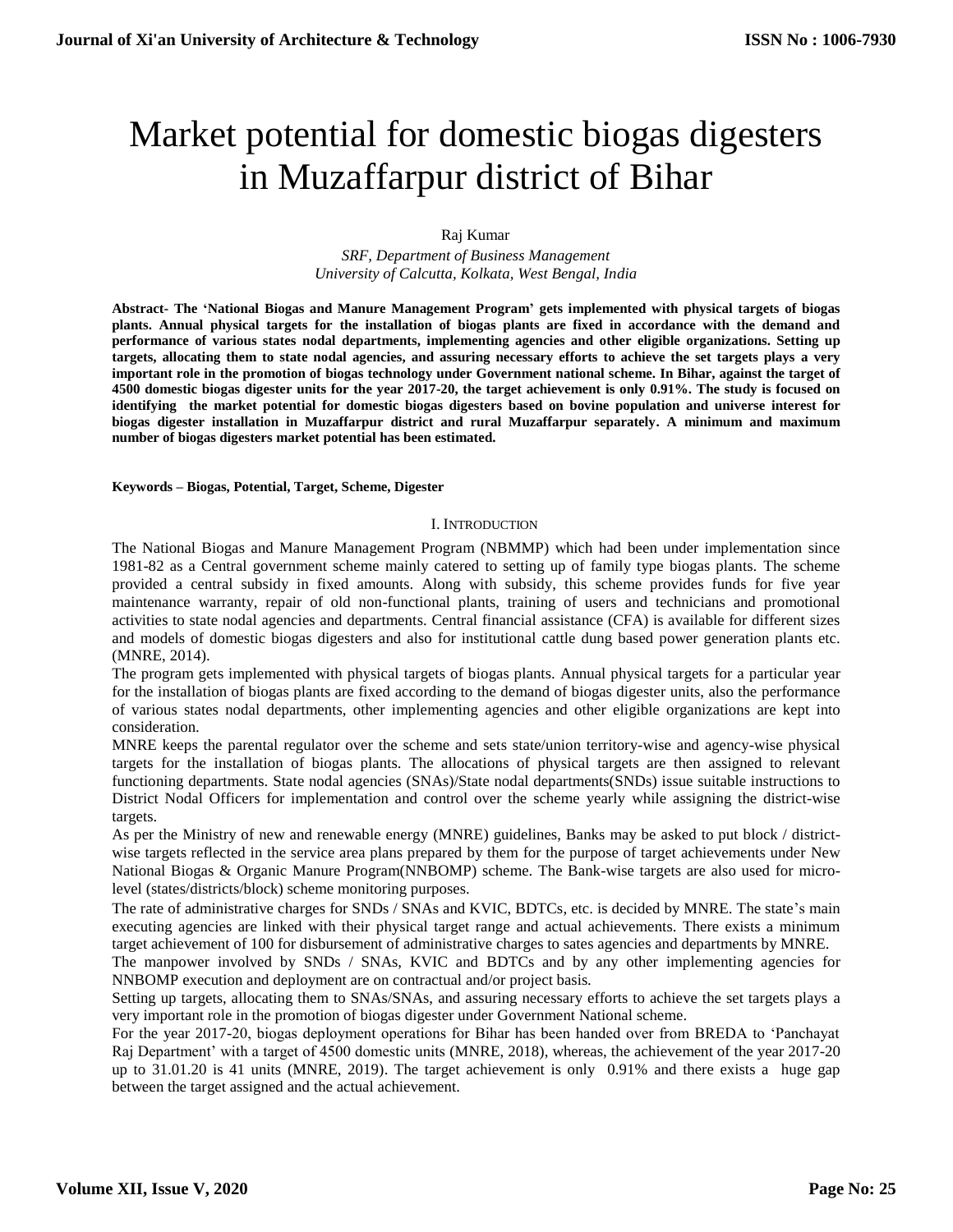# Market potential for domestic biogas digesters in Muzaffarpur district of Bihar

Raj Kumar

*SRF, Department of Business Management*
*University of Calcutta, Kolkata, West Bengal, India*

**Abstract- The 'National Biogas and Manure Management Program' gets implemented with physical targets of biogas plants. Annual physical targets for the installation of biogas plants are fixed in accordance with the demand and performance of various states nodal departments, implementing agencies and other eligible organizations. Setting up targets, allocating them to state nodal agencies, and assuring necessary efforts to achieve the set targets plays a very important role in the promotion of biogas technology under Government national scheme. In Bihar, against the target of 4500 domestic biogas digester units for the year 2017-20, the target achievement is only 0.91%. The study is focused on identifying the market potential for domestic biogas digesters based on bovine population and universe interest for biogas digester installation in Muzaffarpur district and rural Muzaffarpur separately. A minimum and maximum number of biogas digesters market potential has been estimated.**

**Keywords – Biogas, Potential, Target, Scheme, Digester**

## I. Introduction

The National Biogas and Manure Management Program (NBMMP) which had been under implementation since 1981-82 as a Central government scheme mainly catered to setting up of family type biogas plants. The scheme provided a central subsidy in fixed amounts. Along with subsidy, this scheme provides funds for five year maintenance warranty, repair of old non-functional plants, training of users and technicians and promotional activities to state nodal agencies and departments. Central financial assistance (CFA) is available for different sizes and models of domestic biogas digesters and also for institutional cattle dung based power generation plants etc. (MNRE, 2014).

The program gets implemented with physical targets of biogas plants. Annual physical targets for a particular year for the installation of biogas plants are fixed according to the demand of biogas digester units, also the performance of various states nodal departments, other implementing agencies and other eligible organizations are kept into consideration.

MNRE keeps the parental regulator over the scheme and sets state/union territory-wise and agency-wise physical targets for the installation of biogas plants. The allocations of physical targets are then assigned to relevant functioning departments. State nodal agencies (SNAs)/State nodal departments(SNDs) issue suitable instructions to District Nodal Officers for implementation and control over the scheme yearly while assigning the district-wise targets.

As per the Ministry of new and renewable energy (MNRE) guidelines, Banks may be asked to put block / district-wise targets reflected in the service area plans prepared by them for the purpose of target achievements under New National Biogas & Organic Manure Program(NNBOMP) scheme. The Bank-wise targets are also used for micro-level (states/districts/block) scheme monitoring purposes.

The rate of administrative charges for SNDs / SNAs and KVIC, BDTCs, etc. is decided by MNRE. The state's main executing agencies are linked with their physical target range and actual achievements. There exists a minimum target achievement of 100 for disbursement of administrative charges to sates agencies and departments by MNRE.

The manpower involved by SNDs / SNAs, KVIC and BDTCs and by any other implementing agencies for NNBOMP execution and deployment are on contractual and/or project basis.

Setting up targets, allocating them to SNAs/SNAs, and assuring necessary efforts to achieve the set targets plays a very important role in the promotion of biogas digester under Government National scheme.

For the year 2017-20, biogas deployment operations for Bihar has been handed over from BREDA to 'Panchayat Raj Department' with a target of 4500 domestic units (MNRE, 2018), whereas, the achievement of the year 2017-20 up to 31.01.20 is 41 units (MNRE, 2019). The target achievement is only 0.91% and there exists a huge gap between the target assigned and the actual achievement.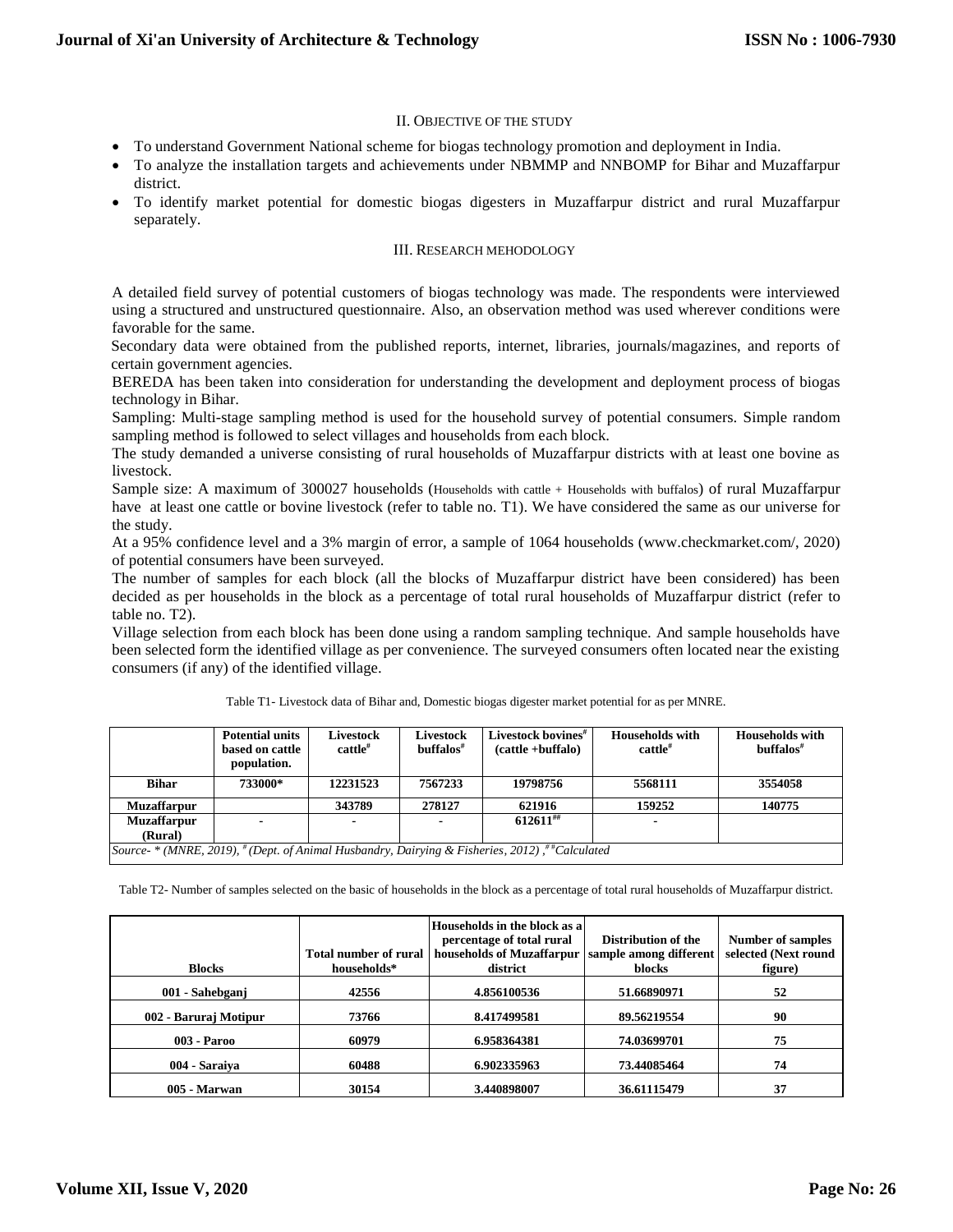## II. Objective of the study

- To understand Government National scheme for biogas technology promotion and deployment in India.
- To analyze the installation targets and achievements under NBMMP and NNBOMP for Bihar and Muzaffarpur district.
- To identify market potential for domestic biogas digesters in Muzaffarpur district and rural Muzaffarpur separately.

## III. Research mehodology

A detailed field survey of potential customers of biogas technology was made. The respondents were interviewed using a structured and unstructured questionnaire. Also, an observation method was used wherever conditions were favorable for the same.

Secondary data were obtained from the published reports, internet, libraries, journals/magazines, and reports of certain government agencies.

BEREDA has been taken into consideration for understanding the development and deployment process of biogas technology in Bihar.

Sampling: Multi-stage sampling method is used for the household survey of potential consumers. Simple random sampling method is followed to select villages and households from each block.

The study demanded a universe consisting of rural households of Muzaffarpur districts with at least one bovine as livestock.

Sample size: A maximum of 300027 households (Households with cattle + Households with buffalos) of rural Muzaffarpur have at least one cattle or bovine livestock (refer to table no. T1). We have considered the same as our universe for the study.

At a 95% confidence level and a 3% margin of error, a sample of 1064 households (www.checkmarket.com/, 2020) of potential consumers have been surveyed.

The number of samples for each block (all the blocks of Muzaffarpur district have been considered) has been decided as per households in the block as a percentage of total rural households of Muzaffarpur district (refer to table no. T2).

Village selection from each block has been done using a random sampling technique. And sample households have been selected form the identified village as per convenience. The surveyed consumers often located near the existing consumers (if any) of the identified village.

Table T1- Livestock data of Bihar and, Domestic biogas digester market potential for as per MNRE.

| | Potential units based on cattle population. | Livestock cattle[#] | Livestock buffalos[#] | Livestock bovines[#] (cattle +buffalo) | Households with cattle[#] | Households with buffalos[#] |
|---|---|---|---|---|---|---|
| **Bihar** | 733000* | 12231523 | 7567233 | 19798756 | 5568111 | 3554058 |
| **Muzaffarpur** | | 343789 | 278127 | 621916 | 159252 | 140775 |
| **Muzaffarpur (Rural)** | - | - | - | 612611[##] | - | |

*Source- * (MNRE, 2019), [#] (Dept. of Animal Husbandry, Dairying & Fisheries, 2012) ,[##]Calculated*

Table T2- Number of samples selected on the basic of households in the block as a percentage of total rural households of Muzaffarpur district.

| Blocks | Total number of rural households* | Households in the block as a percentage of total rural households of Muzaffarpur district | Distribution of the sample among different blocks | Number of samples selected (Next round figure) |
|---|---|---|---|---|
| 001 - Sahebganj | 42556 | 4.856100536 | 51.66890971 | 52 |
| 002 - Baruraj Motipur | 73766 | 8.417499581 | 89.56219554 | 90 |
| 003 - Paroo | 60979 | 6.958364381 | 74.03699701 | 75 |
| 004 - Saraiya | 60488 | 6.902335963 | 73.44085464 | 74 |
| 005 - Marwan | 30154 | 3.440898007 | 36.61115479 | 37 |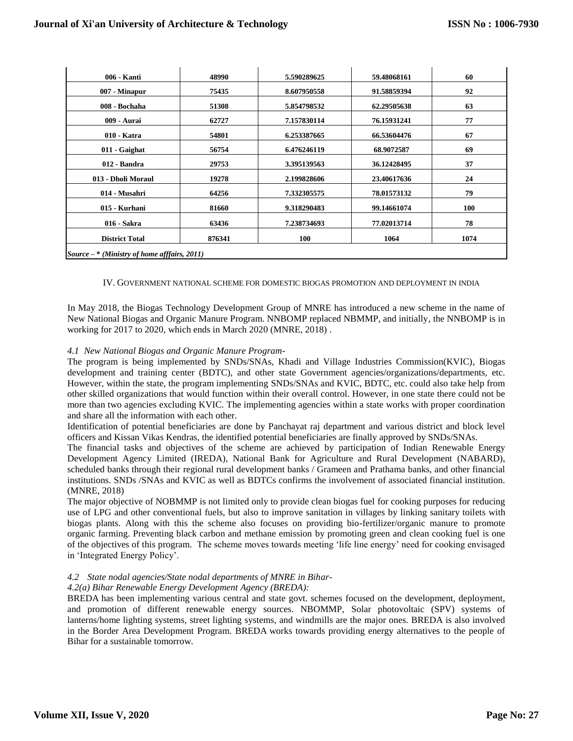| 006 - Kanti | 48990 | 5.590289625 | 59.48068161 | 60 |
|---|---|---|---|---|
| 007 - Minapur | 75435 | 8.607950558 | 91.58859394 | 92 |
| 008 - Bochaha | 51308 | 5.854798532 | 62.29505638 | 63 |
| 009 - Aurai | 62727 | 7.157830114 | 76.15931241 | 77 |
| 010 - Katra | 54801 | 6.253387665 | 66.53604476 | 67 |
| 011 - Gaighat | 56754 | 6.476246119 | 68.9072587 | 69 |
| 012 - Bandra | 29753 | 3.395139563 | 36.12428495 | 37 |
| 013 - Dholi Moraul | 19278 | 2.199828606 | 23.40617636 | 24 |
| 014 - Musahri | 64256 | 7.332305575 | 78.01573132 | 79 |
| 015 - Kurhani | 81660 | 9.318290483 | 99.14661074 | 100 |
| 016 - Sakra | 63436 | 7.238734693 | 77.02013714 | 78 |
| District Total | 876341 | 100 | 1064 | 1074 |

*Source – * (Ministry of home afffairs, 2011)*

## IV. Government national scheme for domestic biogas promotion and deployment in India

In May 2018, the Biogas Technology Development Group of MNRE has introduced a new scheme in the name of New National Biogas and Organic Manure Program. NNBOMP replaced NBMMP, and initially, the NNBOMP is in working for 2017 to 2020, which ends in March 2020 (MNRE, 2018) .

### *4.1 New National Biogas and Organic Manure Program-*

The program is being implemented by SNDs/SNAs, Khadi and Village Industries Commission(KVIC), Biogas development and training center (BDTC), and other state Government agencies/organizations/departments, etc. However, within the state, the program implementing SNDs/SNAs and KVIC, BDTC, etc. could also take help from other skilled organizations that would function within their overall control. However, in one state there could not be more than two agencies excluding KVIC. The implementing agencies within a state works with proper coordination and share all the information with each other.

Identification of potential beneficiaries are done by Panchayat raj department and various district and block level officers and Kissan Vikas Kendras, the identified potential beneficiaries are finally approved by SNDs/SNAs.

The financial tasks and objectives of the scheme are achieved by participation of Indian Renewable Energy Development Agency Limited (IREDA), National Bank for Agriculture and Rural Development (NABARD), scheduled banks through their regional rural development banks / Grameen and Prathama banks, and other financial institutions. SNDs /SNAs and KVIC as well as BDTCs confirms the involvement of associated financial institution. (MNRE, 2018)

The major objective of NOBMMP is not limited only to provide clean biogas fuel for cooking purposes for reducing use of LPG and other conventional fuels, but also to improve sanitation in villages by linking sanitary toilets with biogas plants. Along with this the scheme also focuses on providing bio-fertilizer/organic manure to promote organic farming. Preventing black carbon and methane emission by promoting green and clean cooking fuel is one of the objectives of this program. The scheme moves towards meeting 'life line energy' need for cooking envisaged in 'Integrated Energy Policy'.

### *4.2 State nodal agencies/State nodal departments of MNRE in Bihar-*

#### *4.2(a) Bihar Renewable Energy Development Agency (BREDA):*

BREDA has been implementing various central and state govt. schemes focused on the development, deployment, and promotion of different renewable energy sources. NBOMMP, Solar photovoltaic (SPV) systems of lanterns/home lighting systems, street lighting systems, and windmills are the major ones. BREDA is also involved in the Border Area Development Program. BREDA works towards providing energy alternatives to the people of Bihar for a sustainable tomorrow.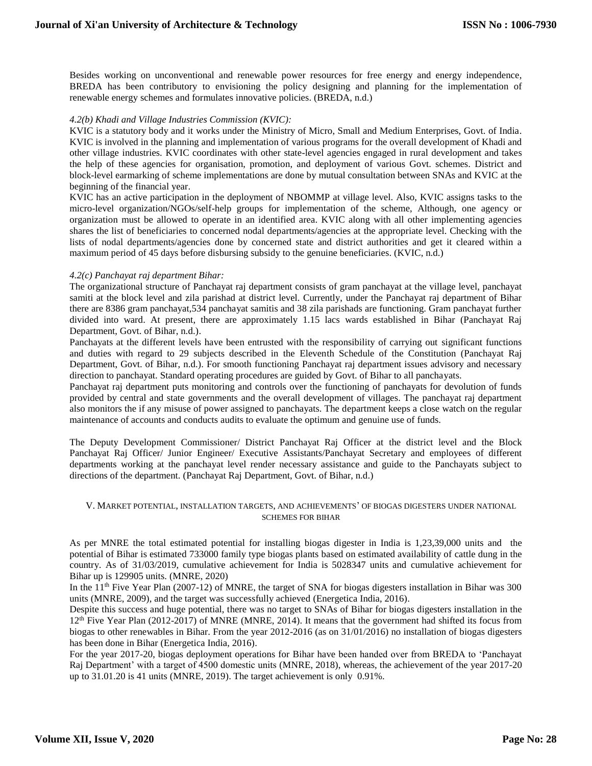Besides working on unconventional and renewable power resources for free energy and energy independence, BREDA has been contributory to envisioning the policy designing and planning for the implementation of renewable energy schemes and formulates innovative policies. (BREDA, n.d.)

*4.2(b) Khadi and Village Industries Commission (KVIC):*

KVIC is a statutory body and it works under the Ministry of Micro, Small and Medium Enterprises, Govt. of India. KVIC is involved in the planning and implementation of various programs for the overall development of Khadi and other village industries. KVIC coordinates with other state-level agencies engaged in rural development and takes the help of these agencies for organisation, promotion, and deployment of various Govt. schemes. District and block-level earmarking of scheme implementations are done by mutual consultation between SNAs and KVIC at the beginning of the financial year.

KVIC has an active participation in the deployment of NBOMMP at village level. Also, KVIC assigns tasks to the micro-level organization/NGOs/self-help groups for implementation of the scheme, Although, one agency or organization must be allowed to operate in an identified area. KVIC along with all other implementing agencies shares the list of beneficiaries to concerned nodal departments/agencies at the appropriate level. Checking with the lists of nodal departments/agencies done by concerned state and district authorities and get it cleared within a maximum period of 45 days before disbursing subsidy to the genuine beneficiaries. (KVIC, n.d.)

*4.2(c) Panchayat raj department Bihar:*

The organizational structure of Panchayat raj department consists of gram panchayat at the village level, panchayat samiti at the block level and zila parishad at district level. Currently, under the Panchayat raj department of Bihar there are 8386 gram panchayat,534 panchayat samitis and 38 zila parishads are functioning. Gram panchayat further divided into ward. At present, there are approximately 1.15 lacs wards established in Bihar (Panchayat Raj Department, Govt. of Bihar, n.d.).

Panchayats at the different levels have been entrusted with the responsibility of carrying out significant functions and duties with regard to 29 subjects described in the Eleventh Schedule of the Constitution (Panchayat Raj Department, Govt. of Bihar, n.d.). For smooth functioning Panchayat raj department issues advisory and necessary direction to panchayat. Standard operating procedures are guided by Govt. of Bihar to all panchayats.

Panchayat raj department puts monitoring and controls over the functioning of panchayats for devolution of funds provided by central and state governments and the overall development of villages. The panchayat raj department also monitors the if any misuse of power assigned to panchayats. The department keeps a close watch on the regular maintenance of accounts and conducts audits to evaluate the optimum and genuine use of funds.

The Deputy Development Commissioner/ District Panchayat Raj Officer at the district level and the Block Panchayat Raj Officer/ Junior Engineer/ Executive Assistants/Panchayat Secretary and employees of different departments working at the panchayat level render necessary assistance and guide to the Panchayats subject to directions of the department. (Panchayat Raj Department, Govt. of Bihar, n.d.)

## V. Market potential, installation targets, and achievements' of biogas digesters under national schemes for Bihar

As per MNRE the total estimated potential for installing biogas digester in India is 1,23,39,000 units and the potential of Bihar is estimated 733000 family type biogas plants based on estimated availability of cattle dung in the country. As of 31/03/2019, cumulative achievement for India is 5028347 units and cumulative achievement for Bihar up is 129905 units. (MNRE, 2020)

In the 11th Five Year Plan (2007-12) of MNRE, the target of SNA for biogas digesters installation in Bihar was 300 units (MNRE, 2009), and the target was successfully achieved (Energetica India, 2016).

Despite this success and huge potential, there was no target to SNAs of Bihar for biogas digesters installation in the 12th Five Year Plan (2012-2017) of MNRE (MNRE, 2014). It means that the government had shifted its focus from biogas to other renewables in Bihar. From the year 2012-2016 (as on 31/01/2016) no installation of biogas digesters has been done in Bihar (Energetica India, 2016).

For the year 2017-20, biogas deployment operations for Bihar have been handed over from BREDA to 'Panchayat Raj Department' with a target of 4500 domestic units (MNRE, 2018), whereas, the achievement of the year 2017-20 up to 31.01.20 is 41 units (MNRE, 2019). The target achievement is only 0.91%.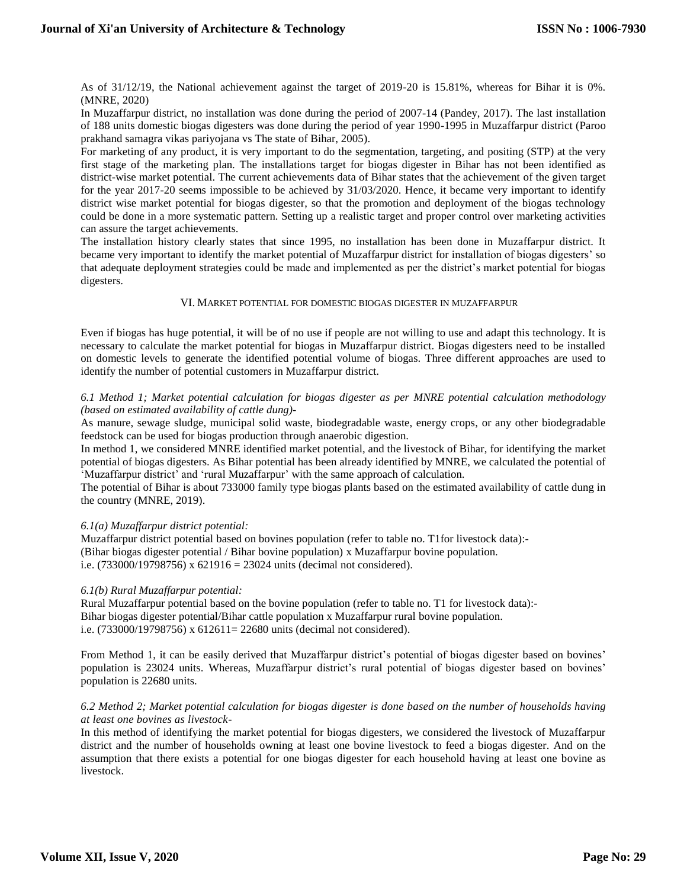As of 31/12/19, the National achievement against the target of 2019-20 is 15.81%, whereas for Bihar it is 0%. (MNRE, 2020)

In Muzaffarpur district, no installation was done during the period of 2007-14 (Pandey, 2017). The last installation of 188 units domestic biogas digesters was done during the period of year 1990-1995 in Muzaffarpur district (Paroo prakhand samagra vikas pariyojana vs The state of Bihar, 2005).

For marketing of any product, it is very important to do the segmentation, targeting, and positing (STP) at the very first stage of the marketing plan. The installations target for biogas digester in Bihar has not been identified as district-wise market potential. The current achievements data of Bihar states that the achievement of the given target for the year 2017-20 seems impossible to be achieved by 31/03/2020. Hence, it became very important to identify district wise market potential for biogas digester, so that the promotion and deployment of the biogas technology could be done in a more systematic pattern. Setting up a realistic target and proper control over marketing activities can assure the target achievements.

The installation history clearly states that since 1995, no installation has been done in Muzaffarpur district. It became very important to identify the market potential of Muzaffarpur district for installation of biogas digesters' so that adequate deployment strategies could be made and implemented as per the district's market potential for biogas digesters.

## VI. Market potential for domestic biogas digester in Muzaffarpur

Even if biogas has huge potential, it will be of no use if people are not willing to use and adapt this technology. It is necessary to calculate the market potential for biogas in Muzaffarpur district. Biogas digesters need to be installed on domestic levels to generate the identified potential volume of biogas. Three different approaches are used to identify the number of potential customers in Muzaffarpur district.

*6.1 Method 1; Market potential calculation for biogas digester as per MNRE potential calculation methodology (based on estimated availability of cattle dung)-*

As manure, sewage sludge, municipal solid waste, biodegradable waste, energy crops, or any other biodegradable feedstock can be used for biogas production through anaerobic digestion.

In method 1, we considered MNRE identified market potential, and the livestock of Bihar, for identifying the market potential of biogas digesters. As Bihar potential has been already identified by MNRE, we calculated the potential of 'Muzaffarpur district' and 'rural Muzaffarpur' with the same approach of calculation.

The potential of Bihar is about 733000 family type biogas plants based on the estimated availability of cattle dung in the country (MNRE, 2019).

*6.1(a) Muzaffarpur district potential:*

Muzaffarpur district potential based on bovines population (refer to table no. T1for livestock data):-
(Bihar biogas digester potential / Bihar bovine population) x Muzaffarpur bovine population.
i.e. (733000/19798756) x 621916 = 23024 units (decimal not considered).

*6.1(b) Rural Muzaffarpur potential:*

Rural Muzaffarpur potential based on the bovine population (refer to table no. T1 for livestock data):-
Bihar biogas digester potential/Bihar cattle population x Muzaffarpur rural bovine population.
i.e. (733000/19798756) x 612611= 22680 units (decimal not considered).

From Method 1, it can be easily derived that Muzaffarpur district's potential of biogas digester based on bovines' population is 23024 units. Whereas, Muzaffarpur district's rural potential of biogas digester based on bovines' population is 22680 units.

*6.2 Method 2; Market potential calculation for biogas digester is done based on the number of households having at least one bovines as livestock-*

In this method of identifying the market potential for biogas digesters, we considered the livestock of Muzaffarpur district and the number of households owning at least one bovine livestock to feed a biogas digester. And on the assumption that there exists a potential for one biogas digester for each household having at least one bovine as livestock.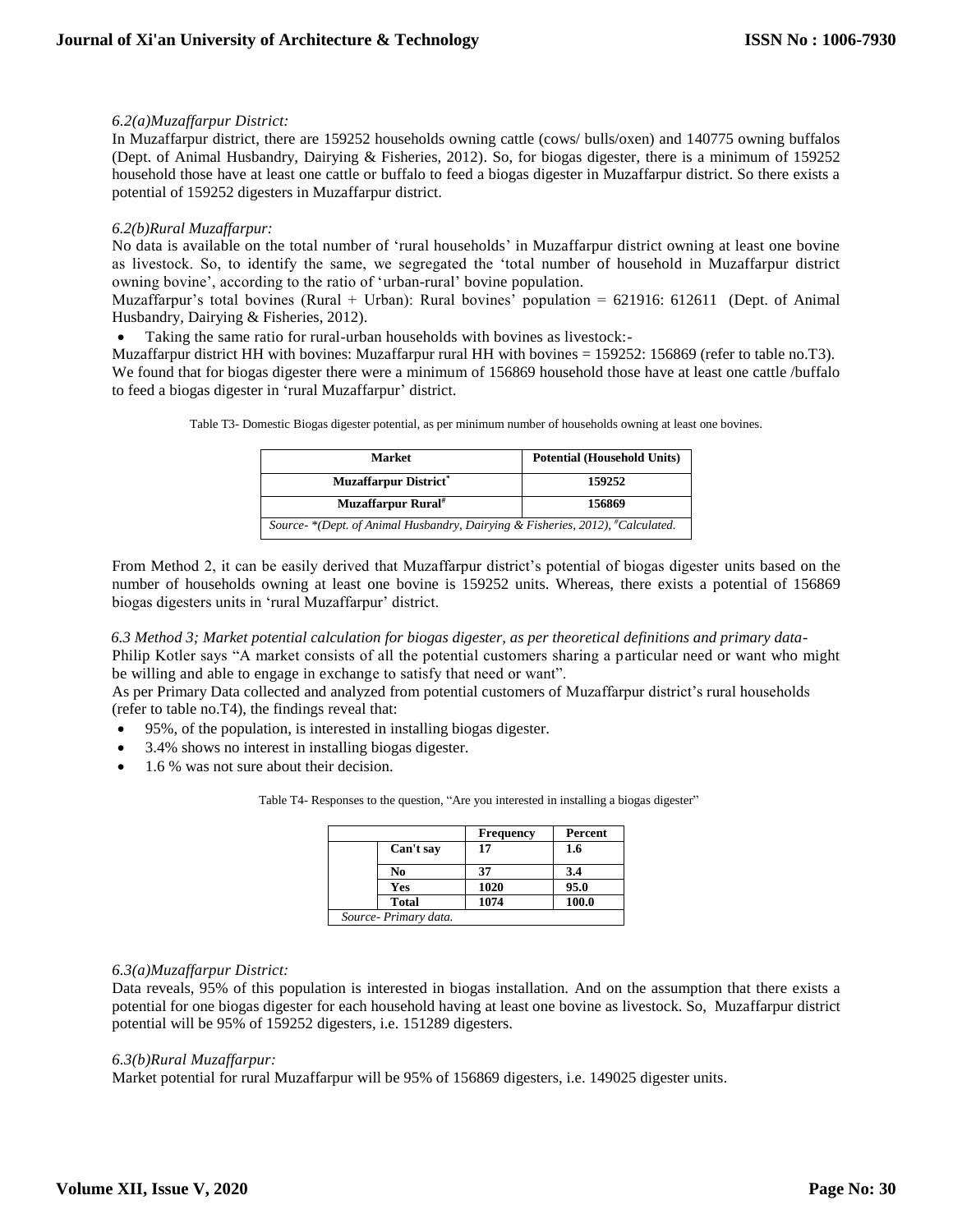*6.2(a)Muzaffarpur District:*

In Muzaffarpur district, there are 159252 households owning cattle (cows/ bulls/oxen) and 140775 owning buffalos (Dept. of Animal Husbandry, Dairying & Fisheries, 2012). So, for biogas digester, there is a minimum of 159252 household those have at least one cattle or buffalo to feed a biogas digester in Muzaffarpur district. So there exists a potential of 159252 digesters in Muzaffarpur district.

*6.2(b)Rural Muzaffarpur:*

No data is available on the total number of 'rural households' in Muzaffarpur district owning at least one bovine as livestock. So, to identify the same, we segregated the 'total number of household in Muzaffarpur district owning bovine', according to the ratio of 'urban-rural' bovine population.

Muzaffarpur's total bovines (Rural + Urban): Rural bovines' population = 621916: 612611 (Dept. of Animal Husbandry, Dairying & Fisheries, 2012).

- Taking the same ratio for rural-urban households with bovines as livestock:-

Muzaffarpur district HH with bovines: Muzaffarpur rural HH with bovines = 159252: 156869 (refer to table no.T3). We found that for biogas digester there were a minimum of 156869 household those have at least one cattle /buffalo to feed a biogas digester in 'rural Muzaffarpur' district.

Table T3- Domestic Biogas digester potential, as per minimum number of households owning at least one bovines.

| Market | Potential (Household Units) |
|---|---|
| **Muzaffarpur District*** | **159252** |
| **Muzaffarpur Rural#** | **156869** |
| *Source- *(Dept. of Animal Husbandry, Dairying & Fisheries, 2012), #Calculated.* | |

From Method 2, it can be easily derived that Muzaffarpur district's potential of biogas digester units based on the number of households owning at least one bovine is 159252 units. Whereas, there exists a potential of 156869 biogas digesters units in 'rural Muzaffarpur' district.

*6.3 Method 3; Market potential calculation for biogas digester, as per theoretical definitions and primary data-*

Philip Kotler says "A market consists of all the potential customers sharing a particular need or want who might be willing and able to engage in exchange to satisfy that need or want".

As per Primary Data collected and analyzed from potential customers of Muzaffarpur district's rural households (refer to table no.T4), the findings reveal that:

- 95%, of the population, is interested in installing biogas digester.
- 3.4% shows no interest in installing biogas digester.
- 1.6 % was not sure about their decision.

Table T4- Responses to the question, "Are you interested in installing a biogas digester"

| | | Frequency | Percent |
|---|---|---|---|
| | **Can't say** | **17** | **1.6** |
| | **No** | **37** | **3.4** |
| | **Yes** | **1020** | **95.0** |
| | **Total** | **1074** | **100.0** |
| *Source- Primary data.* | | | |

*6.3(a)Muzaffarpur District:*

Data reveals, 95% of this population is interested in biogas installation. And on the assumption that there exists a potential for one biogas digester for each household having at least one bovine as livestock. So, Muzaffarpur district potential will be 95% of 159252 digesters, i.e. 151289 digesters.

*6.3(b)Rural Muzaffarpur:*

Market potential for rural Muzaffarpur will be 95% of 156869 digesters, i.e. 149025 digester units.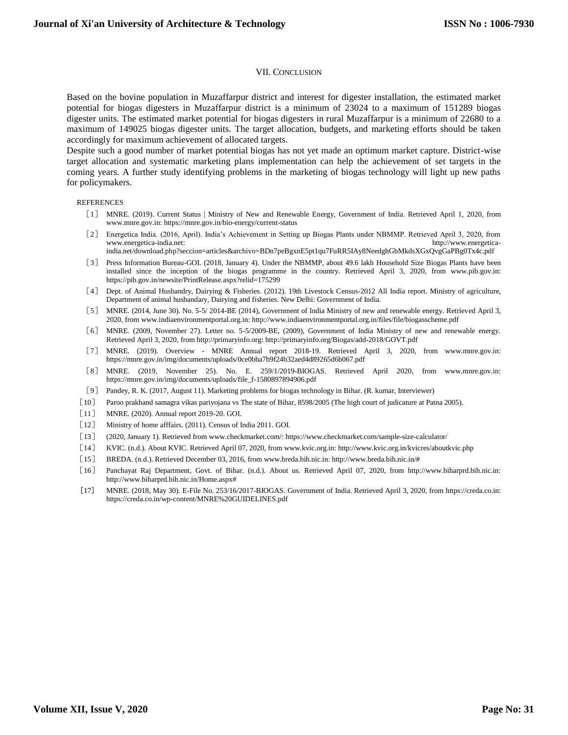## VII. Conclusion

Based on the bovine population in Muzaffarpur district and interest for digester installation, the estimated market potential for biogas digesters in Muzaffarpur district is a minimum of 23024 to a maximum of 151289 biogas digester units. The estimated market potential for biogas digesters in rural Muzaffarpur is a minimum of 22680 to a maximum of 149025 biogas digester units. The target allocation, budgets, and marketing efforts should be taken accordingly for maximum achievement of allocated targets.

Despite such a good number of market potential biogas has not yet made an optimum market capture. District-wise target allocation and systematic marketing plans implementation can help the achievement of set targets in the coming years. A further study identifying problems in the marketing of biogas technology will light up new paths for policymakers.

## References

[1] MNRE. (2019). Current Status | Ministry of New and Renewable Energy, Government of India. Retrieved April 1, 2020, from www.mnre.gov.in: https://mnre.gov.in/bio-energy/current-status

[2] Energetica India. (2016, April). India's Achievement in Setting up Biogas Plants under NBMMP. Retrieved April 3, 2020, from www.energetica-india.net: http://www.energetica-india.net/download.php?seccion=articles&archivo=BDn7peBgxnE5pt1qu7FuRR5IAy8NeedghGbMkdsXGxQvgGaPBg0Tx4c.pdf

[3] Press Information Bureau-GOI. (2018, January 4). Under the NBMMP, about 49.6 lakh Household Size Biogas Plants have been installed since the inception of the biogas programme in the country. Retrieved April 3, 2020, from www.pib.gov.in: https://pib.gov.in/newsite/PrintRelease.aspx?relid=175299

[4] Dept. of Animal Husbandry, Dairying & Fisheries. (2012). 19th Livestock Census-2012 All India report. Ministry of agriculture, Department of animal husbandary, Dairying and fisheries. New Delhi: Government of India.

[5] MNRE. (2014, June 30). No. 5-5/ 2014-BE (2014), Government of India Ministry of new and renewable energy. Retrieved April 3, 2020, from www.indiaenvironmentportal.org.in: http://www.indiaenvironmentportal.org.in/files/file/biogasscheme.pdf

[6] MNRE. (2009, November 27). Letter no. 5-5/2009-BE, (2009), Government of India Ministry of new and renewable energy. Retrieved April 3, 2020, from http://primaryinfo.org: http://primaryinfo.org/Biogas/add-2018/GOVT.pdf

[7] MNRE. (2019). Overview - MNRE Annual report 2018-19. Retrieved April 3, 2020, from www.mnre.gov.in: https://mnre.gov.in/img/documents/uploads/0ce0bba7b9f24b32aed4d89265d6b067.pdf

[8] MNRE. (2019, November 25). No. E. 259/1/2019-BIOGAS. Retrieved April 2020, from www.mnre.gov.in: https://mnre.gov.in/img/documents/uploads/file_f-1580897894906.pdf

[9] Pandey, R. K. (2017, August 11). Marketing problems for biogas technology in Bihar. (R. kumar, Interviewer)

[10] Paroo prakhand samagra vikas pariyojana vs The state of Bihar, 8598/2005 (The high court of judicature at Patna 2005).

[11] MNRE. (2020). Annual report 2019-20. GOI.

[12] Ministry of home afffairs. (2011). Census of India 2011. GOI.

[13] (2020, January 1). Retrieved from www.checkmarket.com/: https://www.checkmarket.com/sample-size-calculator/

[14] KVIC. (n.d.). About KVIC. Retrieved April 07, 2020, from www.kvic.org.in: http://www.kvic.org.in/kvicres/aboutkvic.php

[15] BREDA. (n.d.). Retrieved December 03, 2016, from www.breda.bih.nic.in: http://www.breda.bih.nic.in/#

[16] Panchayat Raj Department, Govt. of Bihar. (n.d.). About us. Retrieved April 07, 2020, from http://www.biharprd.bih.nic.in: http://www.biharprd.bih.nic.in/Home.aspx#

[17] MNRE. (2018, May 30). E-File No. 253/16/2017-BIOGAS. Government of India. Retrieved April 3, 2020, from https://creda.co.in: https://creda.co.in/wp-content/MNRE%20GUIDELINES.pdf